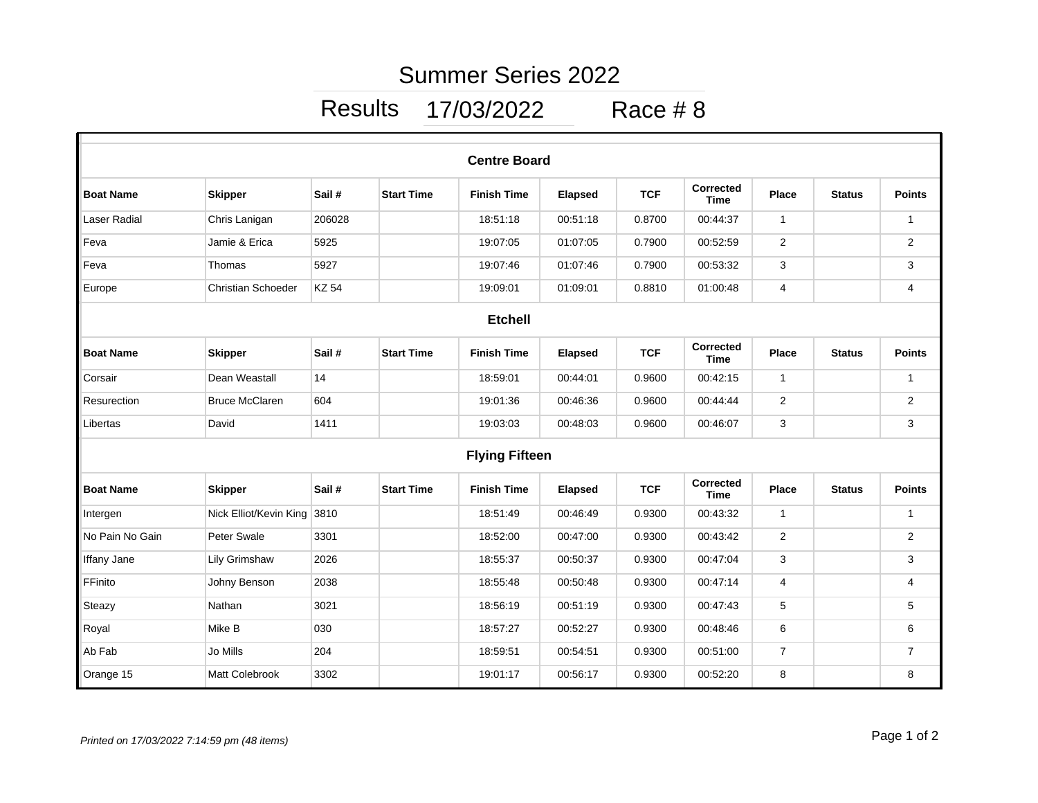# Summer Series 2022

## Results 17/03/2022 Race # 8

### Centre Board

| Boat Name | Skipper | Sail # | Start Time | Finish Time | Elapsed | TCF | Corrected Time | Place | Status | Points |
|---|---|---|---|---|---|---|---|---|---|---|
| Laser Radial | Chris Lanigan | 206028 | | 18:51:18 | 00:51:18 | 0.8700 | 00:44:37 | 1 | | 1 |
| Feva | Jamie & Erica | 5925 | | 19:07:05 | 01:07:05 | 0.7900 | 00:52:59 | 2 | | 2 |
| Feva | Thomas | 5927 | | 19:07:46 | 01:07:46 | 0.7900 | 00:53:32 | 3 | | 3 |
| Europe | Christian Schoeder | KZ 54 | | 19:09:01 | 01:09:01 | 0.8810 | 01:00:48 | 4 | | 4 |

### Etchell

| Boat Name | Skipper | Sail # | Start Time | Finish Time | Elapsed | TCF | Corrected Time | Place | Status | Points |
|---|---|---|---|---|---|---|---|---|---|---|
| Corsair | Dean Weastall | 14 | | 18:59:01 | 00:44:01 | 0.9600 | 00:42:15 | 1 | | 1 |
| Resurection | Bruce McClaren | 604 | | 19:01:36 | 00:46:36 | 0.9600 | 00:44:44 | 2 | | 2 |
| Libertas | David | 1411 | | 19:03:03 | 00:48:03 | 0.9600 | 00:46:07 | 3 | | 3 |

### Flying Fifteen

| Boat Name | Skipper | Sail # | Start Time | Finish Time | Elapsed | TCF | Corrected Time | Place | Status | Points |
|---|---|---|---|---|---|---|---|---|---|---|
| Intergen | Nick Elliot/Kevin King | 3810 | | 18:51:49 | 00:46:49 | 0.9300 | 00:43:32 | 1 | | 1 |
| No Pain No Gain | Peter Swale | 3301 | | 18:52:00 | 00:47:00 | 0.9300 | 00:43:42 | 2 | | 2 |
| Iffany Jane | Lily Grimshaw | 2026 | | 18:55:37 | 00:50:37 | 0.9300 | 00:47:04 | 3 | | 3 |
| FFinito | Johny Benson | 2038 | | 18:55:48 | 00:50:48 | 0.9300 | 00:47:14 | 4 | | 4 |
| Steazy | Nathan | 3021 | | 18:56:19 | 00:51:19 | 0.9300 | 00:47:43 | 5 | | 5 |
| Royal | Mike B | 030 | | 18:57:27 | 00:52:27 | 0.9300 | 00:48:46 | 6 | | 6 |
| Ab Fab | Jo Mills | 204 | | 18:59:51 | 00:54:51 | 0.9300 | 00:51:00 | 7 | | 7 |
| Orange 15 | Matt Colebrook | 3302 | | 19:01:17 | 00:56:17 | 0.9300 | 00:52:20 | 8 | | 8 |

*Printed on 17/03/2022 7:14:59 pm (48 items)*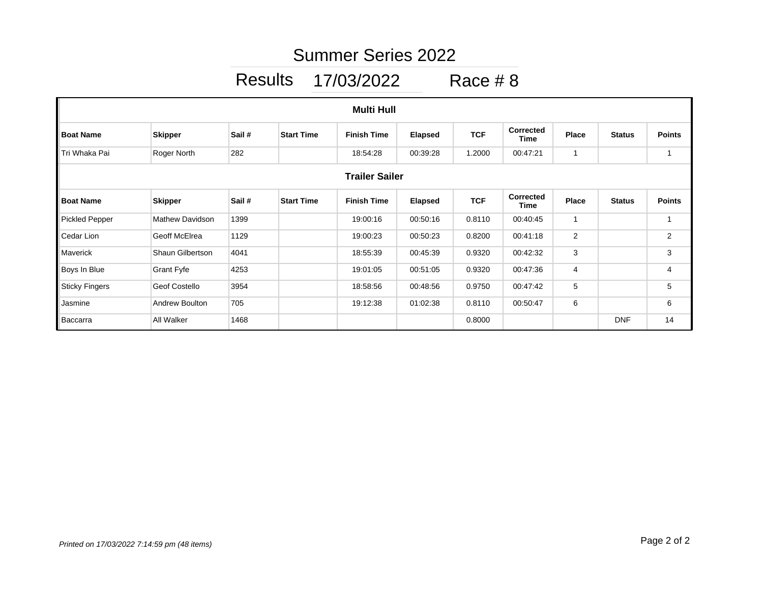# Summer Series 2022

## Results 17/03/2022 Race # 8

| Multi Hull | | | | | | | | | | |
|---|---|---|---|---|---|---|---|---|---|---|
| **Boat Name** | **Skipper** | **Sail #** | **Start Time** | **Finish Time** | **Elapsed** | **TCF** | **Corrected Time** | **Place** | **Status** | **Points** |
| Tri Whaka Pai | Roger North | 282 | | 18:54:28 | 00:39:28 | 1.2000 | 00:47:21 | 1 | | 1 |

| Trailer Sailer | | | | | | | | | | |
|---|---|---|---|---|---|---|---|---|---|---|
| **Boat Name** | **Skipper** | **Sail #** | **Start Time** | **Finish Time** | **Elapsed** | **TCF** | **Corrected Time** | **Place** | **Status** | **Points** |
| Pickled Pepper | Mathew Davidson | 1399 | | 19:00:16 | 00:50:16 | 0.8110 | 00:40:45 | 1 | | 1 |
| Cedar Lion | Geoff McElrea | 1129 | | 19:00:23 | 00:50:23 | 0.8200 | 00:41:18 | 2 | | 2 |
| Maverick | Shaun Gilbertson | 4041 | | 18:55:39 | 00:45:39 | 0.9320 | 00:42:32 | 3 | | 3 |
| Boys In Blue | Grant Fyfe | 4253 | | 19:01:05 | 00:51:05 | 0.9320 | 00:47:36 | 4 | | 4 |
| Sticky Fingers | Geof Costello | 3954 | | 18:58:56 | 00:48:56 | 0.9750 | 00:47:42 | 5 | | 5 |
| Jasmine | Andrew Boulton | 705 | | 19:12:38 | 01:02:38 | 0.8110 | 00:50:47 | 6 | | 6 |
| Baccarra | All Walker | 1468 | | | | 0.8000 | | | DNF | 14 |

*Printed on 17/03/2022 7:14:59 pm (48 items)*